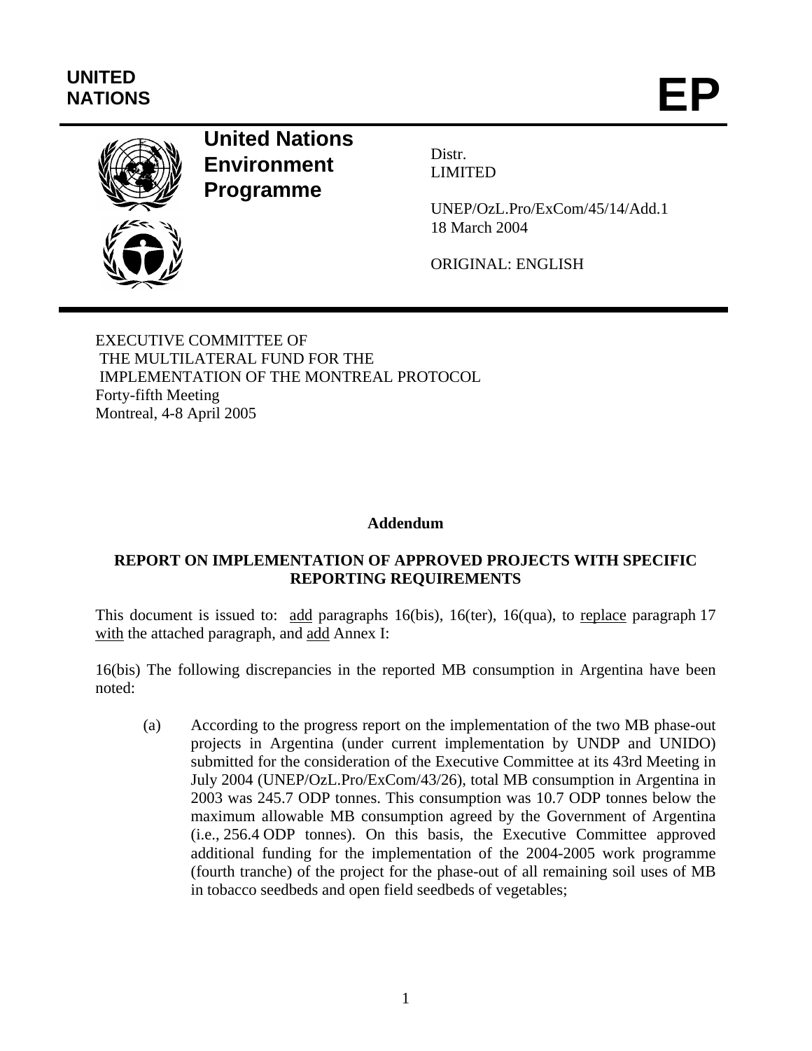UNITED NATIONS

# EP

**United Nations Environment Programme**

Distr.
LIMITED

UNEP/OzL.Pro/ExCom/45/14/Add.1
18 March 2004

ORIGINAL: ENGLISH

EXECUTIVE COMMITTEE OF
THE MULTILATERAL FUND FOR THE
IMPLEMENTATION OF THE MONTREAL PROTOCOL
Forty-fifth Meeting
Montreal, 4-8 April 2005

**Addendum**

## REPORT ON IMPLEMENTATION OF APPROVED PROJECTS WITH SPECIFIC REPORTING REQUIREMENTS

This document is issued to: add paragraphs 16(bis), 16(ter), 16(qua), to replace paragraph 17 with the attached paragraph, and add Annex I:

16(bis) The following discrepancies in the reported MB consumption in Argentina have been noted:

(a) According to the progress report on the implementation of the two MB phase-out projects in Argentina (under current implementation by UNDP and UNIDO) submitted for the consideration of the Executive Committee at its 43rd Meeting in July 2004 (UNEP/OzL.Pro/ExCom/43/26), total MB consumption in Argentina in 2003 was 245.7 ODP tonnes. This consumption was 10.7 ODP tonnes below the maximum allowable MB consumption agreed by the Government of Argentina (i.e., 256.4 ODP tonnes). On this basis, the Executive Committee approved additional funding for the implementation of the 2004-2005 work programme (fourth tranche) of the project for the phase-out of all remaining soil uses of MB in tobacco seedbeds and open field seedbeds of vegetables;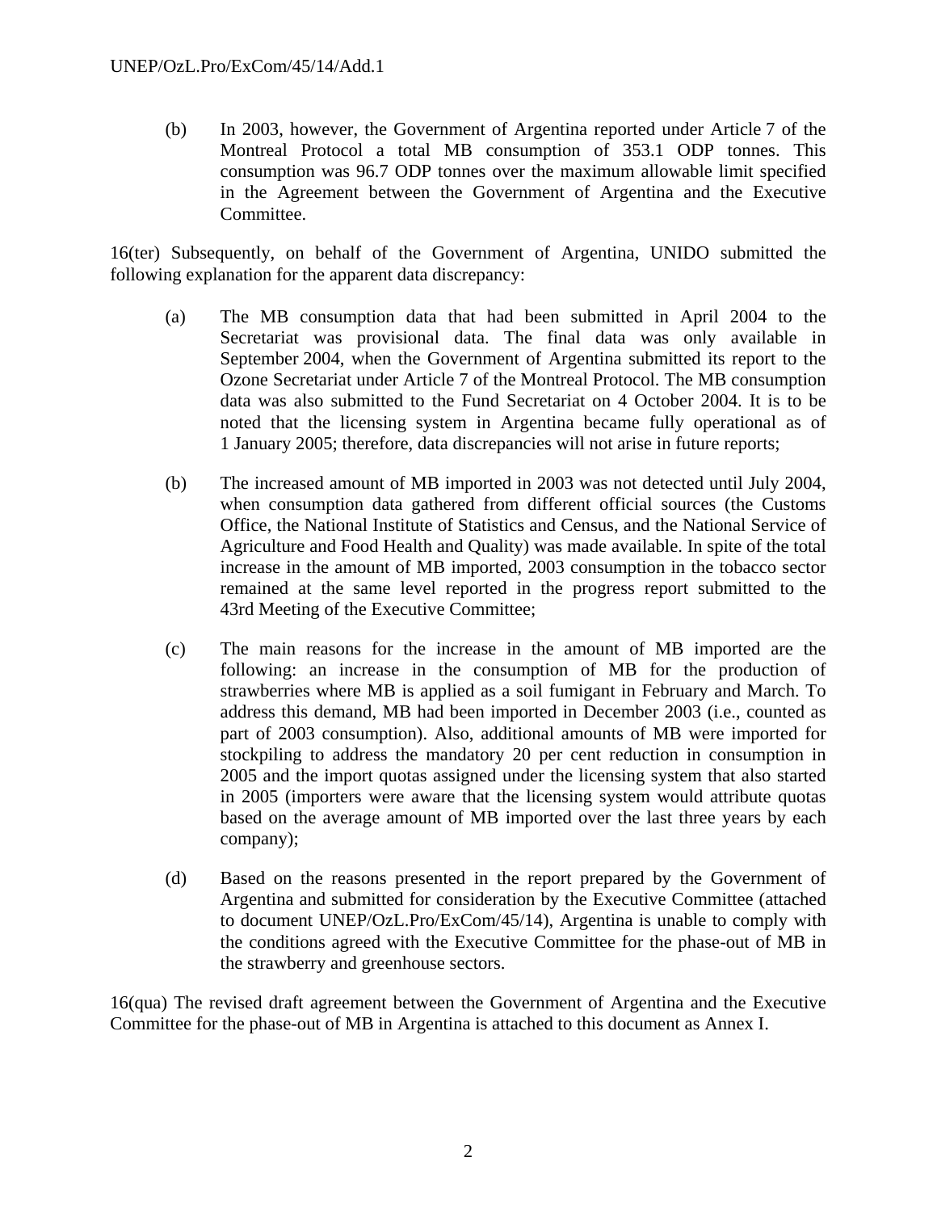(b) In 2003, however, the Government of Argentina reported under Article 7 of the Montreal Protocol a total MB consumption of 353.1 ODP tonnes. This consumption was 96.7 ODP tonnes over the maximum allowable limit specified in the Agreement between the Government of Argentina and the Executive Committee.

16(ter) Subsequently, on behalf of the Government of Argentina, UNIDO submitted the following explanation for the apparent data discrepancy:

(a) The MB consumption data that had been submitted in April 2004 to the Secretariat was provisional data. The final data was only available in September 2004, when the Government of Argentina submitted its report to the Ozone Secretariat under Article 7 of the Montreal Protocol. The MB consumption data was also submitted to the Fund Secretariat on 4 October 2004. It is to be noted that the licensing system in Argentina became fully operational as of 1 January 2005; therefore, data discrepancies will not arise in future reports;

(b) The increased amount of MB imported in 2003 was not detected until July 2004, when consumption data gathered from different official sources (the Customs Office, the National Institute of Statistics and Census, and the National Service of Agriculture and Food Health and Quality) was made available. In spite of the total increase in the amount of MB imported, 2003 consumption in the tobacco sector remained at the same level reported in the progress report submitted to the 43rd Meeting of the Executive Committee;

(c) The main reasons for the increase in the amount of MB imported are the following: an increase in the consumption of MB for the production of strawberries where MB is applied as a soil fumigant in February and March. To address this demand, MB had been imported in December 2003 (i.e., counted as part of 2003 consumption). Also, additional amounts of MB were imported for stockpiling to address the mandatory 20 per cent reduction in consumption in 2005 and the import quotas assigned under the licensing system that also started in 2005 (importers were aware that the licensing system would attribute quotas based on the average amount of MB imported over the last three years by each company);

(d) Based on the reasons presented in the report prepared by the Government of Argentina and submitted for consideration by the Executive Committee (attached to document UNEP/OzL.Pro/ExCom/45/14), Argentina is unable to comply with the conditions agreed with the Executive Committee for the phase-out of MB in the strawberry and greenhouse sectors.

16(qua) The revised draft agreement between the Government of Argentina and the Executive Committee for the phase-out of MB in Argentina is attached to this document as Annex I.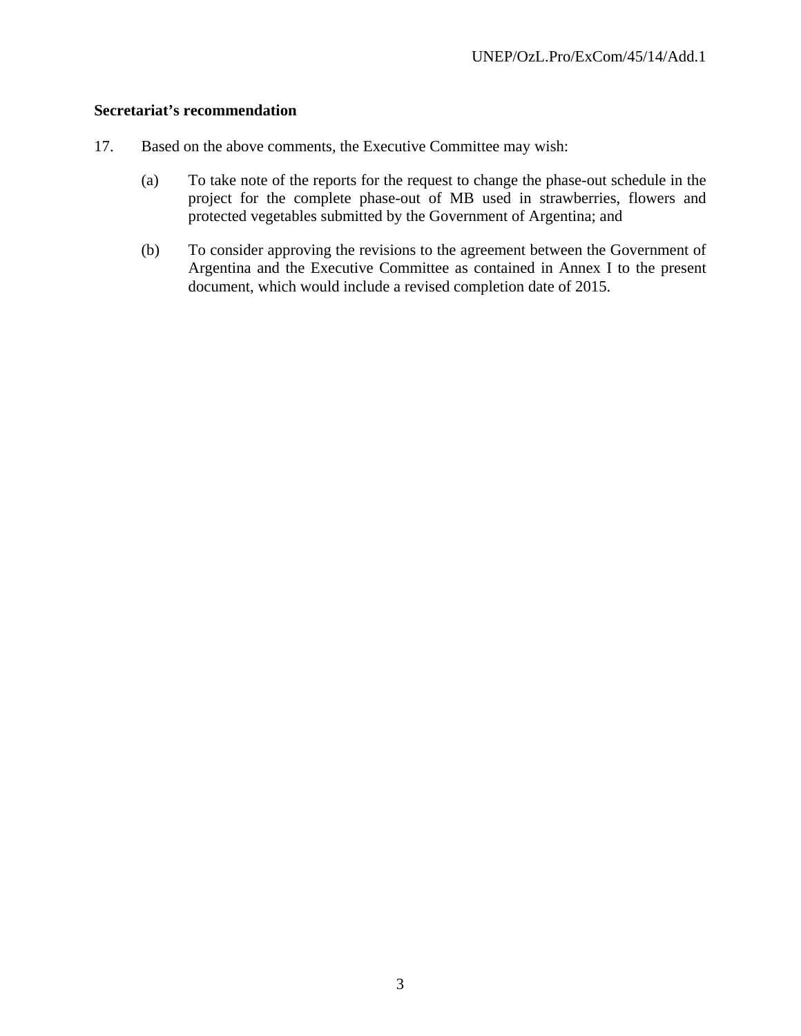**Secretariat's recommendation**

17. Based on the above comments, the Executive Committee may wish:

(a) To take note of the reports for the request to change the phase-out schedule in the project for the complete phase-out of MB used in strawberries, flowers and protected vegetables submitted by the Government of Argentina; and

(b) To consider approving the revisions to the agreement between the Government of Argentina and the Executive Committee as contained in Annex I to the present document, which would include a revised completion date of 2015.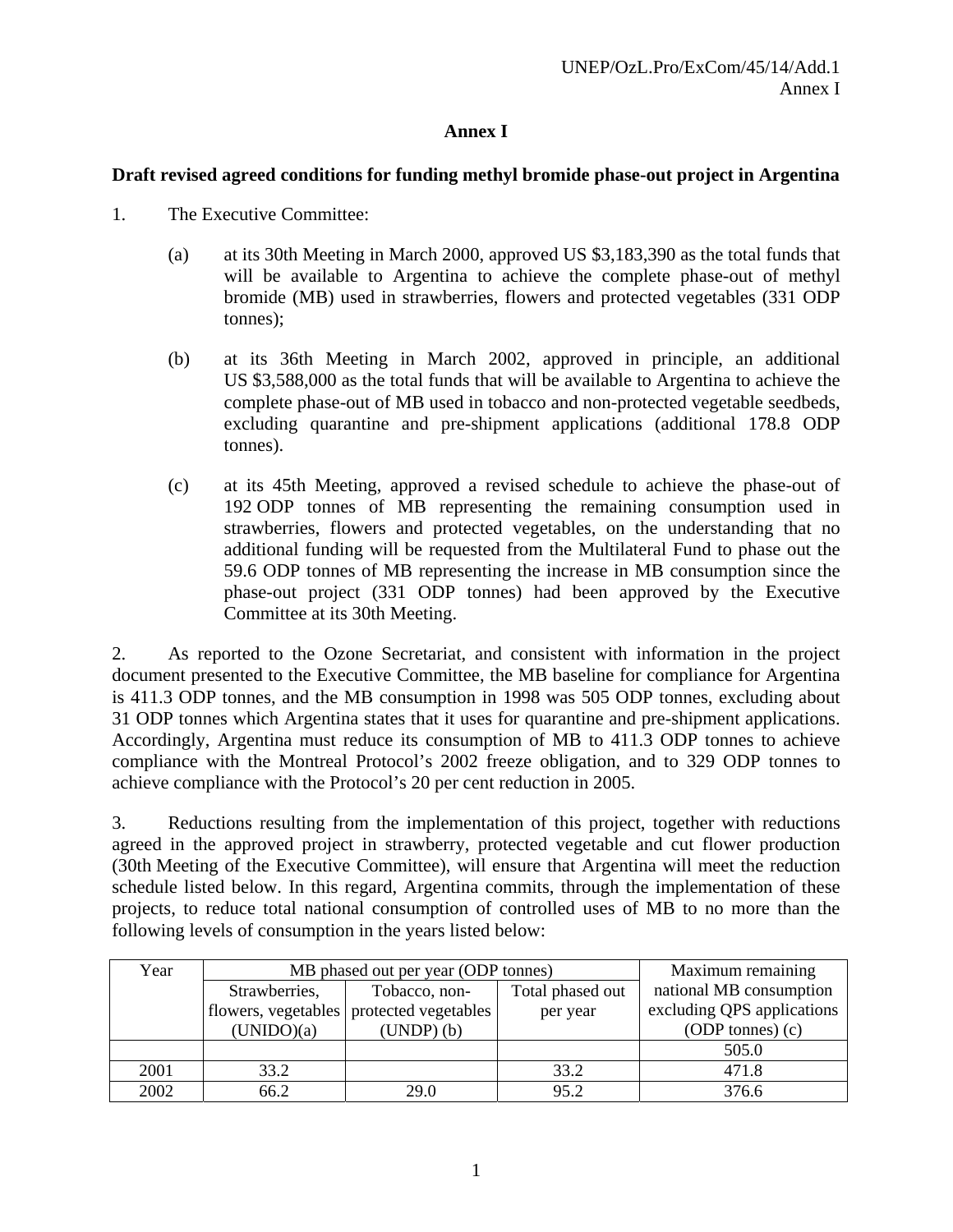## Annex I

**Draft revised agreed conditions for funding methyl bromide phase-out project in Argentina**

1. The Executive Committee:

   (a) at its 30th Meeting in March 2000, approved US $3,183,390 as the total funds that will be available to Argentina to achieve the complete phase-out of methyl bromide (MB) used in strawberries, flowers and protected vegetables (331 ODP tonnes);

   (b) at its 36th Meeting in March 2002, approved in principle, an additional US $3,588,000 as the total funds that will be available to Argentina to achieve the complete phase-out of MB used in tobacco and non-protected vegetable seedbeds, excluding quarantine and pre-shipment applications (additional 178.8 ODP tonnes).

   (c) at its 45th Meeting, approved a revised schedule to achieve the phase-out of 192 ODP tonnes of MB representing the remaining consumption used in strawberries, flowers and protected vegetables, on the understanding that no additional funding will be requested from the Multilateral Fund to phase out the 59.6 ODP tonnes of MB representing the increase in MB consumption since the phase-out project (331 ODP tonnes) had been approved by the Executive Committee at its 30th Meeting.

2. As reported to the Ozone Secretariat, and consistent with information in the project document presented to the Executive Committee, the MB baseline for compliance for Argentina is 411.3 ODP tonnes, and the MB consumption in 1998 was 505 ODP tonnes, excluding about 31 ODP tonnes which Argentina states that it uses for quarantine and pre-shipment applications. Accordingly, Argentina must reduce its consumption of MB to 411.3 ODP tonnes to achieve compliance with the Montreal Protocol's 2002 freeze obligation, and to 329 ODP tonnes to achieve compliance with the Protocol's 20 per cent reduction in 2005.

3. Reductions resulting from the implementation of this project, together with reductions agreed in the approved project in strawberry, protected vegetable and cut flower production (30th Meeting of the Executive Committee), will ensure that Argentina will meet the reduction schedule listed below. In this regard, Argentina commits, through the implementation of these projects, to reduce total national consumption of controlled uses of MB to no more than the following levels of consumption in the years listed below:

| Year | MB phased out per year (ODP tonnes) | | | Maximum remaining national MB consumption excluding QPS applications (ODP tonnes) (c) |
|---|---|---|---|---|
| | Strawberries, flowers, vegetables (UNIDO)(a) | Tobacco, non-protected vegetables (UNDP) (b) | Total phased out per year | |
| | | | | 505.0 |
| 2001 | 33.2 | | 33.2 | 471.8 |
| 2002 | 66.2 | 29.0 | 95.2 | 376.6 |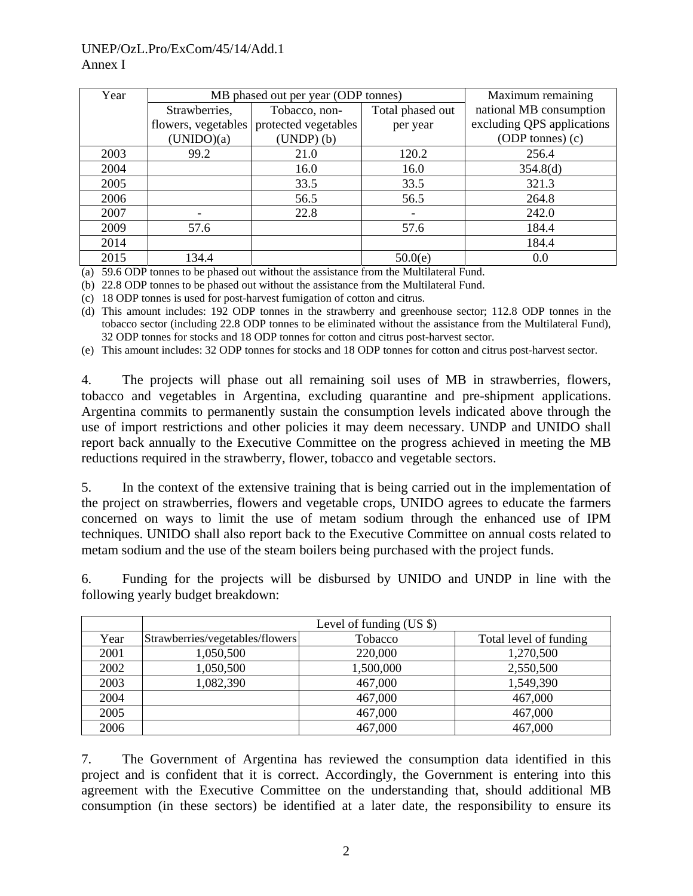| Year | MB phased out per year (ODP tonnes) | | | Maximum remaining national MB consumption excluding QPS applications (ODP tonnes) (c) |
|---|---|---|---|---|
| | Strawberries, flowers, vegetables (UNIDO)(a) | Tobacco, non-protected vegetables (UNDP) (b) | Total phased out per year | |
| 2003 | 99.2 | 21.0 | 120.2 | 256.4 |
| 2004 | | 16.0 | 16.0 | 354.8(d) |
| 2005 | | 33.5 | 33.5 | 321.3 |
| 2006 | | 56.5 | 56.5 | 264.8 |
| 2007 | - | 22.8 | - | 242.0 |
| 2009 | 57.6 | | 57.6 | 184.4 |
| 2014 | | | | 184.4 |
| 2015 | 134.4 | | 50.0(e) | 0.0 |

(a) 59.6 ODP tonnes to be phased out without the assistance from the Multilateral Fund.

(b) 22.8 ODP tonnes to be phased out without the assistance from the Multilateral Fund.

(c) 18 ODP tonnes is used for post-harvest fumigation of cotton and citrus.

(d) This amount includes: 192 ODP tonnes in the strawberry and greenhouse sector; 112.8 ODP tonnes in the tobacco sector (including 22.8 ODP tonnes to be eliminated without the assistance from the Multilateral Fund), 32 ODP tonnes for stocks and 18 ODP tonnes for cotton and citrus post-harvest sector.

(e) This amount includes: 32 ODP tonnes for stocks and 18 ODP tonnes for cotton and citrus post-harvest sector.

4. The projects will phase out all remaining soil uses of MB in strawberries, flowers, tobacco and vegetables in Argentina, excluding quarantine and pre-shipment applications. Argentina commits to permanently sustain the consumption levels indicated above through the use of import restrictions and other policies it may deem necessary. UNDP and UNIDO shall report back annually to the Executive Committee on the progress achieved in meeting the MB reductions required in the strawberry, flower, tobacco and vegetable sectors.

5. In the context of the extensive training that is being carried out in the implementation of the project on strawberries, flowers and vegetable crops, UNIDO agrees to educate the farmers concerned on ways to limit the use of metam sodium through the enhanced use of IPM techniques. UNIDO shall also report back to the Executive Committee on annual costs related to metam sodium and the use of the steam boilers being purchased with the project funds.

6. Funding for the projects will be disbursed by UNIDO and UNDP in line with the following yearly budget breakdown:

| | Level of funding (US $) | | |
|---|---|---|---|
| Year | Strawberries/vegetables/flowers | Tobacco | Total level of funding |
| 2001 | 1,050,500 | 220,000 | 1,270,500 |
| 2002 | 1,050,500 | 1,500,000 | 2,550,500 |
| 2003 | 1,082,390 | 467,000 | 1,549,390 |
| 2004 | | 467,000 | 467,000 |
| 2005 | | 467,000 | 467,000 |
| 2006 | | 467,000 | 467,000 |

7. The Government of Argentina has reviewed the consumption data identified in this project and is confident that it is correct. Accordingly, the Government is entering into this agreement with the Executive Committee on the understanding that, should additional MB consumption (in these sectors) be identified at a later date, the responsibility to ensure its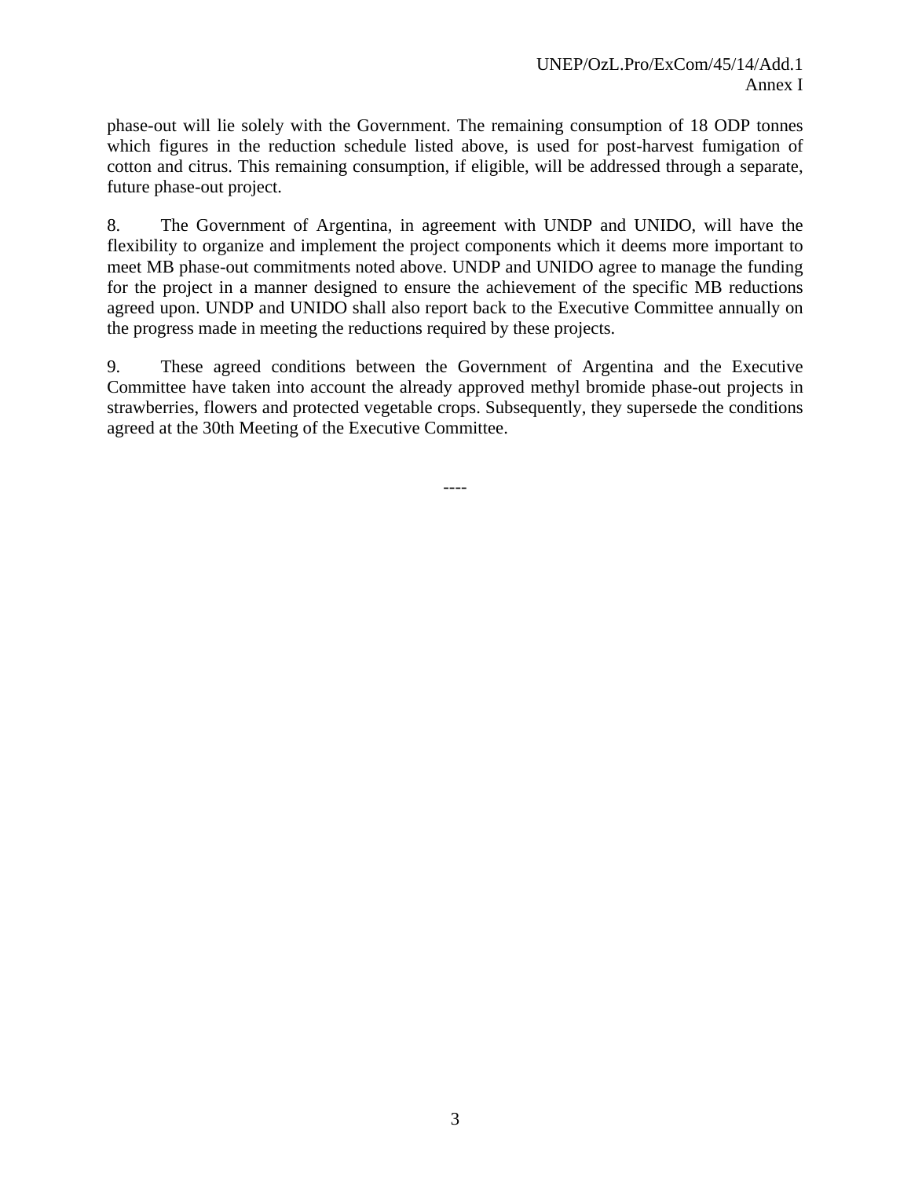phase-out will lie solely with the Government. The remaining consumption of 18 ODP tonnes which figures in the reduction schedule listed above, is used for post-harvest fumigation of cotton and citrus. This remaining consumption, if eligible, will be addressed through a separate, future phase-out project.

8. The Government of Argentina, in agreement with UNDP and UNIDO, will have the flexibility to organize and implement the project components which it deems more important to meet MB phase-out commitments noted above. UNDP and UNIDO agree to manage the funding for the project in a manner designed to ensure the achievement of the specific MB reductions agreed upon. UNDP and UNIDO shall also report back to the Executive Committee annually on the progress made in meeting the reductions required by these projects.

9. These agreed conditions between the Government of Argentina and the Executive Committee have taken into account the already approved methyl bromide phase-out projects in strawberries, flowers and protected vegetable crops. Subsequently, they supersede the conditions agreed at the 30th Meeting of the Executive Committee.

----